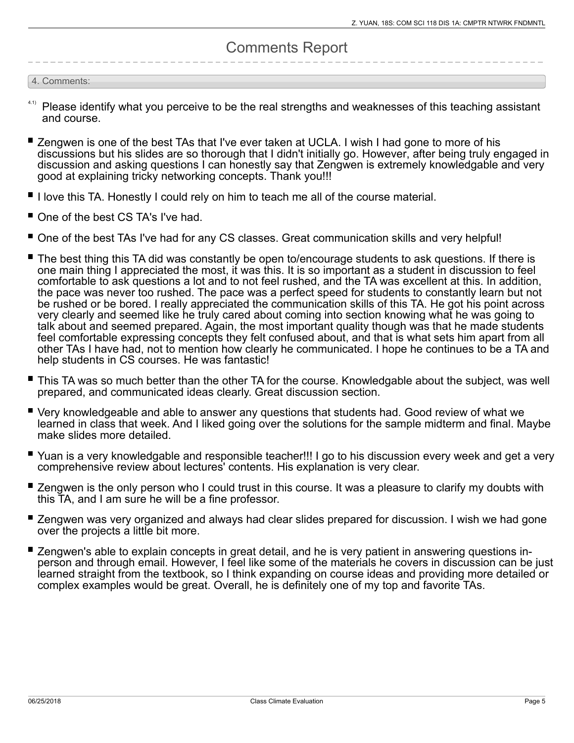# Comments Report

## 4. Comments:

4.1) Please identify what you perceive to be the real strengths and weaknesses of this teaching assistant and course.

- Zengwen is one of the best TAs that I've ever taken at UCLA. I wish I had gone to more of his discussions but his slides are so thorough that I didn't initially go. However, after being truly engaged in discussion and asking questions I can honestly say that Zengwen is extremely knowledgable and very good at explaining tricky networking concepts. Thank you!!!
- I love this TA. Honestly I could rely on him to teach me all of the course material.
- One of the best CS TA's I've had.
- One of the best TAs I've had for any CS classes. Great communication skills and very helpful!
- The best thing this TA did was constantly be open to/encourage students to ask questions. If there is one main thing I appreciated the most, it was this. It is so important as a student in discussion to feel comfortable to ask questions a lot and to not feel rushed, and the TA was excellent at this. In addition, the pace was never too rushed. The pace was a perfect speed for students to constantly learn but not be rushed or be bored. I really appreciated the communication skills of this TA. He got his point across very clearly and seemed like he truly cared about coming into section knowing what he was going to talk about and seemed prepared. Again, the most important quality though was that he made students feel comfortable expressing concepts they felt confused about, and that is what sets him apart from all other TAs I have had, not to mention how clearly he communicated. I hope he continues to be a TA and help students in CS courses. He was fantastic!
- This TA was so much better than the other TA for the course. Knowledgable about the subject, was well prepared, and communicated ideas clearly. Great discussion section.
- Very knowledgeable and able to answer any questions that students had. Good review of what we learned in class that week. And I liked going over the solutions for the sample midterm and final. Maybe make slides more detailed.
- Yuan is a very knowledgable and responsible teacher!!! I go to his discussion every week and get a very comprehensive review about lectures' contents. His explanation is very clear.
- Zengwen is the only person who I could trust in this course. It was a pleasure to clarify my doubts with this TA, and I am sure he will be a fine professor.
- Zengwen was very organized and always had clear slides prepared for discussion. I wish we had gone over the projects a little bit more.
- Zengwen's able to explain concepts in great detail, and he is very patient in answering questions in-person and through email. However, I feel like some of the materials he covers in discussion can be just learned straight from the textbook, so I think expanding on course ideas and providing more detailed or complex examples would be great. Overall, he is definitely one of my top and favorite TAs.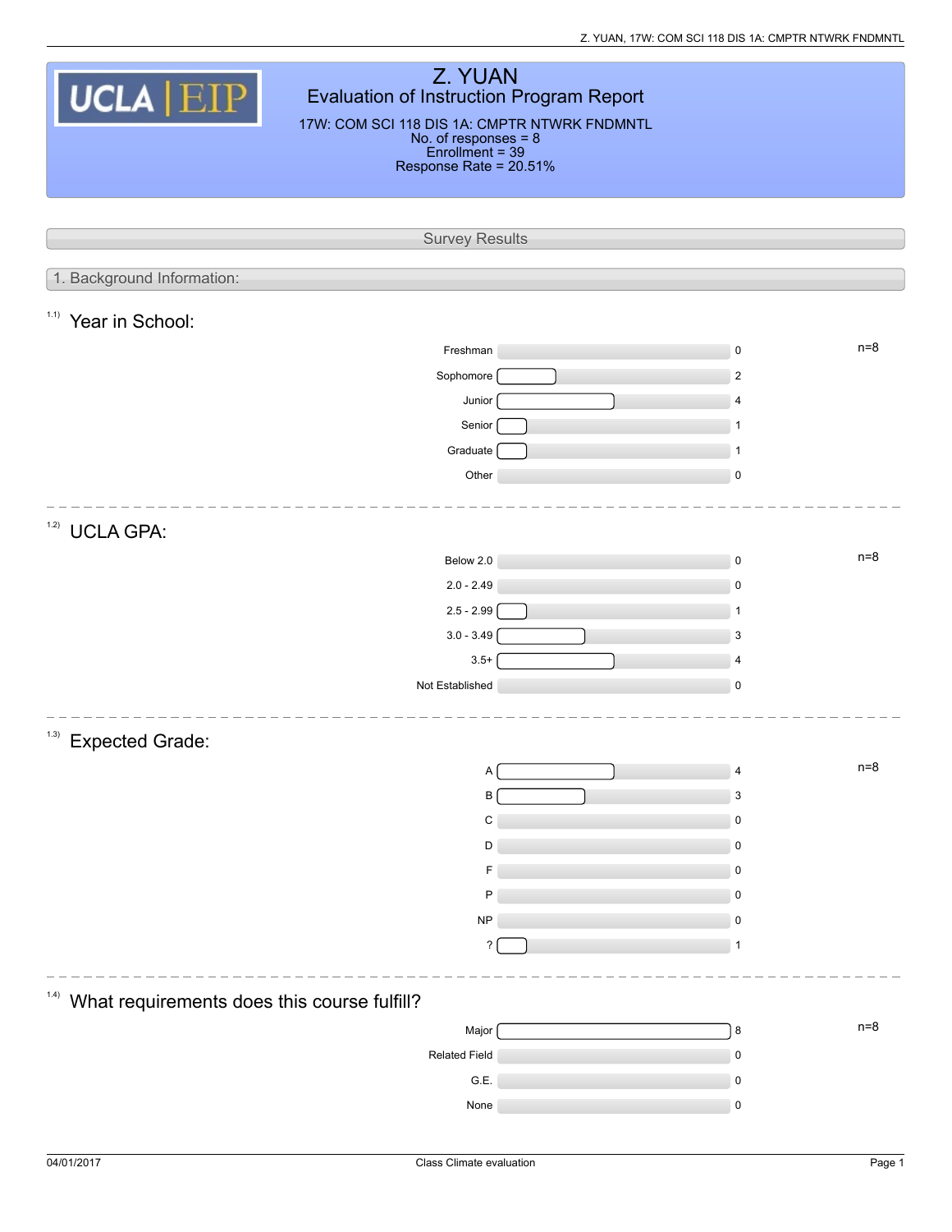# Z. YUAN

## Evaluation of Instruction Program Report

17W: COM SCI 118 DIS 1A: CMPTR NTWRK FNDMNTL
No. of responses = 8
Enrollment = 39
Response Rate = 20.51%

## Survey Results

### 1. Background Information:

#### 1.1) Year in School:

n=8

| Response | Count |
| --- | --- |
| Freshman | 0 |
| Sophomore | 2 |
| Junior | 4 |
| Senior | 1 |
| Graduate | 1 |
| Other | 0 |

#### 1.2) UCLA GPA:

n=8

| Response | Count |
| --- | --- |
| Below 2.0 | 0 |
| 2.0 - 2.49 | 0 |
| 2.5 - 2.99 | 1 |
| 3.0 - 3.49 | 3 |
| 3.5+ | 4 |
| Not Established | 0 |

#### 1.3) Expected Grade:

n=8

| Response | Count |
| --- | --- |
| A | 4 |
| B | 3 |
| C | 0 |
| D | 0 |
| F | 0 |
| P | 0 |
| NP | 0 |
| ? | 1 |

#### 1.4) What requirements does this course fulfill?

n=8

| Response | Count |
| --- | --- |
| Major | 8 |
| Related Field | 0 |
| G.E. | 0 |
| None | 0 |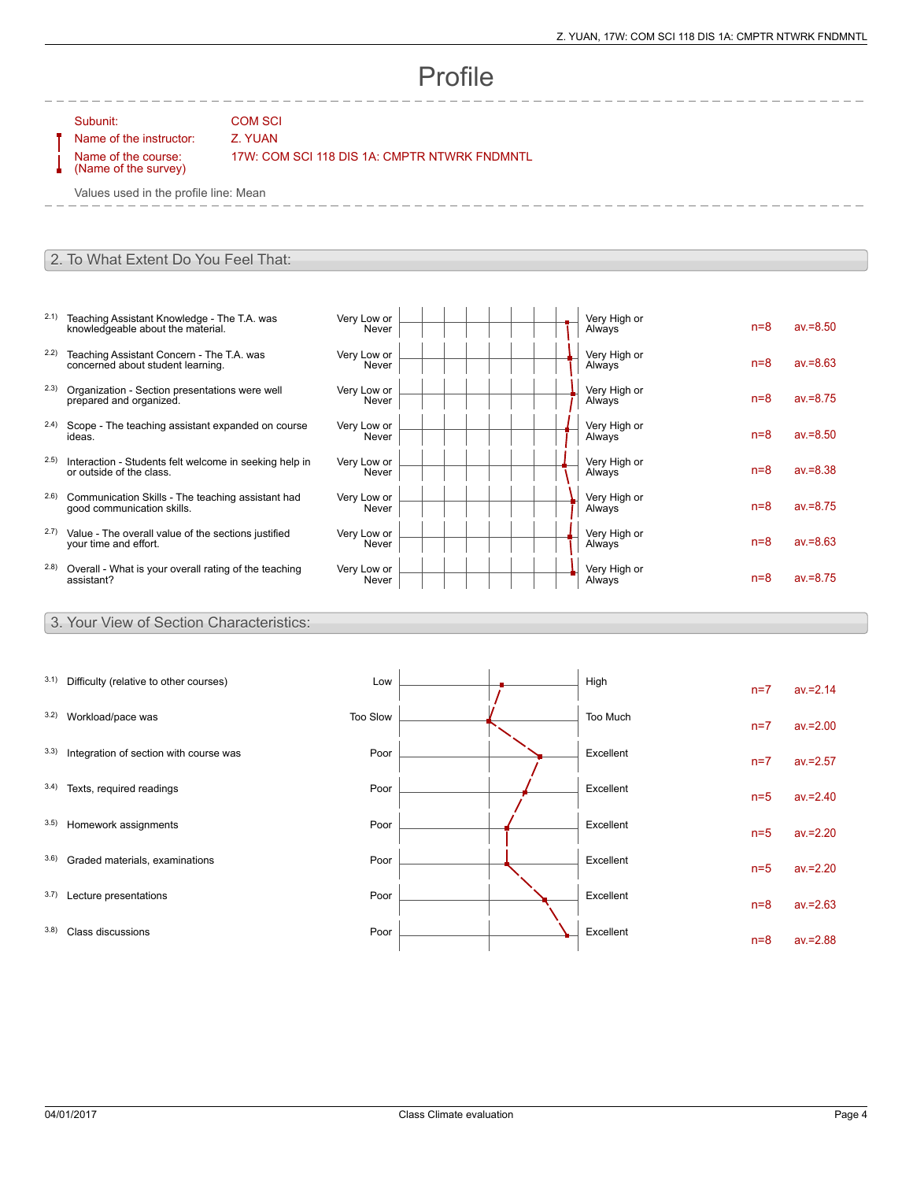# Profile

Subunit: COM SCI

Name of the instructor: Z. YUAN

Name of the course: (Name of the survey) 17W: COM SCI 118 DIS 1A: CMPTR NTWRK FNDMNTL

Values used in the profile line: Mean

## 2. To What Extent Do You Feel That:

| | Item | Left pole | Right pole | n | av. |
|---|---|---|---|---|---|
| 2.1) | Teaching Assistant Knowledge - The T.A. was knowledgeable about the material. | Very Low or Never | Very High or Always | n=8 | av.=8.50 |
| 2.2) | Teaching Assistant Concern - The T.A. was concerned about student learning. | Very Low or Never | Very High or Always | n=8 | av.=8.63 |
| 2.3) | Organization - Section presentations were well prepared and organized. | Very Low or Never | Very High or Always | n=8 | av.=8.75 |
| 2.4) | Scope - The teaching assistant expanded on course ideas. | Very Low or Never | Very High or Always | n=8 | av.=8.50 |
| 2.5) | Interaction - Students felt welcome in seeking help in or outside of the class. | Very Low or Never | Very High or Always | n=8 | av.=8.38 |
| 2.6) | Communication Skills - The teaching assistant had good communication skills. | Very Low or Never | Very High or Always | n=8 | av.=8.75 |
| 2.7) | Value - The overall value of the sections justified your time and effort. | Very Low or Never | Very High or Always | n=8 | av.=8.63 |
| 2.8) | Overall - What is your overall rating of the teaching assistant? | Very Low or Never | Very High or Always | n=8 | av.=8.75 |

## 3. Your View of Section Characteristics:

| | Item | Left pole | Right pole | n | av. |
|---|---|---|---|---|---|
| 3.1) | Difficulty (relative to other courses) | Low | High | n=7 | av.=2.14 |
| 3.2) | Workload/pace was | Too Slow | Too Much | n=7 | av.=2.00 |
| 3.3) | Integration of section with course was | Poor | Excellent | n=7 | av.=2.57 |
| 3.4) | Texts, required readings | Poor | Excellent | n=5 | av.=2.40 |
| 3.5) | Homework assignments | Poor | Excellent | n=5 | av.=2.20 |
| 3.6) | Graded materials, examinations | Poor | Excellent | n=5 | av.=2.20 |
| 3.7) | Lecture presentations | Poor | Excellent | n=8 | av.=2.63 |
| 3.8) | Class discussions | Poor | Excellent | n=8 | av.=2.88 |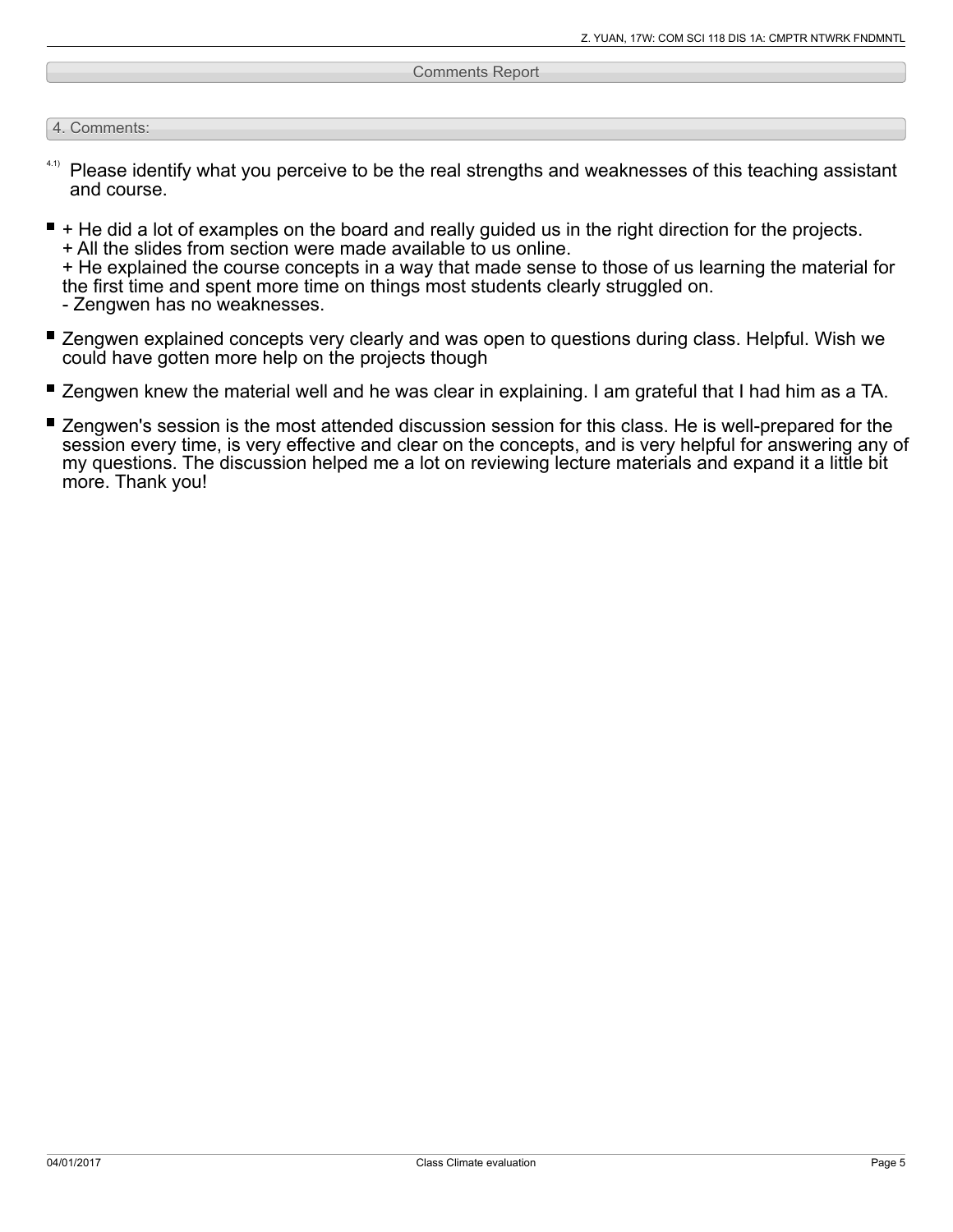## Comments Report

### 4. Comments:

4.1) Please identify what you perceive to be the real strengths and weaknesses of this teaching assistant and course.

- + He did a lot of examples on the board and really guided us in the right direction for the projects.
  + All the slides from section were made available to us online.
  + He explained the course concepts in a way that made sense to those of us learning the material for the first time and spent more time on things most students clearly struggled on.
  - Zengwen has no weaknesses.
- Zengwen explained concepts very clearly and was open to questions during class. Helpful. Wish we could have gotten more help on the projects though
- Zengwen knew the material well and he was clear in explaining. I am grateful that I had him as a TA.
- Zengwen's session is the most attended discussion session for this class. He is well-prepared for the session every time, is very effective and clear on the concepts, and is very helpful for answering any of my questions. The discussion helped me a lot on reviewing lecture materials and expand it a little bit more. Thank you!